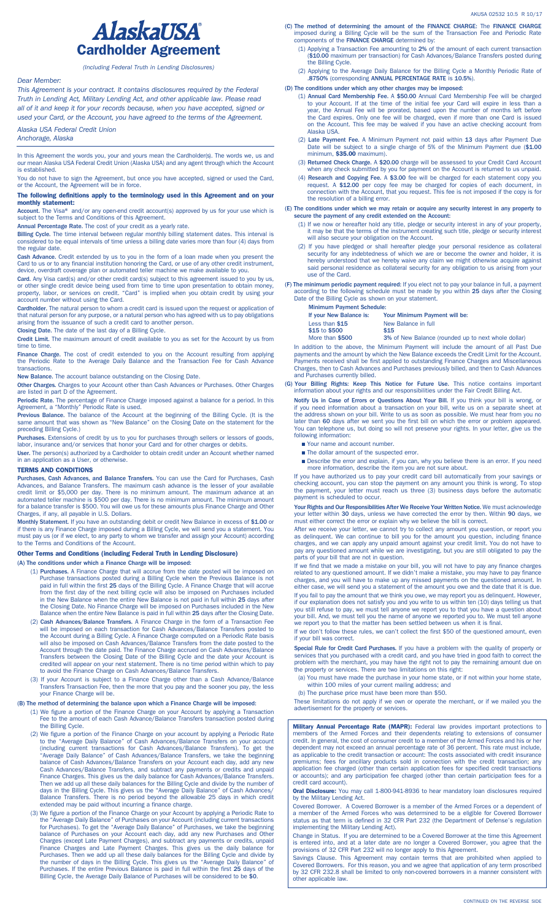# AlaskaUSA® Cardholder Agreement

*(Including Federal Truth in Lending Disclosures)*

*Dear Member:*

*This Agreement is your contract. It contains disclosures required by the Federal Truth in Lending Act, Military Lending Act, and other applicable law. Please read all of it and keep it for your records because, when you have accepted, signed or used your Card, or the Account, you have agreed to the terms of the Agreement.*

*Alaska USA Federal Credit Union*
*Anchorage, Alaska*

In this Agreement the words you, your and yours mean the Cardholder(s). The words we, us and our mean Alaska USA Federal Credit Union (Alaska USA) and any agent through which the Account is established.

You do not have to sign the Agreement, but once you have accepted, signed or used the Card, or the Account, the Agreement will be in force.

**The following definitions apply to the terminology used in this Agreement and on your monthly statement:**

**Account.** The Visa® and/or any open-end credit account(s) approved by us for your use which is subject to the Terms and Conditions of this Agreement.

**Annual Percentage Rate.** The cost of your credit as a yearly rate.

**Billing Cycle.** The time interval between regular monthly billing statement dates. This interval is considered to be equal intervals of time unless a billing date varies more than four (4) days from the regular date.

**Cash Advance.** Credit extended by us to you in the form of a loan made when you present the Card to us or to any financial institution honoring the Card, or use of any other credit instrument, device, overdraft coverage plan or automated teller machine we make available to you.

**Card.** Any Visa card(s) and/or other credit card(s) subject to this agreement issued to you by us, or other single credit device being used from time to time upon presentation to obtain money, property, labor, or services on credit. "Card" is implied when you obtain credit by using your account number without using the Card.

**Cardholder.** The natural person to whom a credit card is issued upon the request or application of that natural person for any purpose, or a natural person who has agreed with us to pay obligations arising from the issuance of such a credit card to another person.

**Closing Date.** The date of the last day of a Billing Cycle.

**Credit Limit.** The maximum amount of credit available to you as set for the Account by us from time to time.

**Finance Charge.** The cost of credit extended to you on the Account resulting from applying the Periodic Rate to the Average Daily Balance and the Transaction Fee for Cash Advance transactions.

**New Balance.** The account balance outstanding on the Closing Date.

**Other Charges.** Charges to your Account other than Cash Advances or Purchases. Other Charges are listed in part D of the Agreement.

**Periodic Rate.** The percentage of Finance Charge imposed against a balance for a period. In this Agreement, a "Monthly" Periodic Rate is used.

**Previous Balance.** The balance of the Account at the beginning of the Billing Cycle. (It is the same amount that was shown as "New Balance" on the Closing Date on the statement for the preceding Billing Cycle.)

**Purchases.** Extensions of credit by us to you for purchases through sellers or lessors of goods, labor, insurance and/or services that honor your Card and for other charges or debits.

**User.** The person(s) authorized by a Cardholder to obtain credit under an Account whether named in an application as a User, or otherwise.

## TERMS AND CONDITIONS

**Purchases, Cash Advances, and Balance Transfers.** You can use the Card for Purchases, Cash Advances, and Balance Transfers. The maximum cash advance is the lesser of your available credit limit or $5,000 per day. There is no minimum amount. The maximum advance at an automated teller machine is $500 per day. There is no minimum amount. The minimum amount for a balance transfer is $500. You will owe us for these amounts plus Finance Charge and Other Charges, if any, all payable in U.S. Dollars.

**Monthly Statement.** If you have an outstanding debit or credit New Balance in excess of **$1.00** or if there is any Finance Charge imposed during a Billing Cycle, we will send you a statement. You must pay us (or if we elect, to any party to whom we transfer and assign your Account) according to the Terms and Conditions of the Account.

## Other Terms and Conditions (including Federal Truth in Lending Disclosure)

**(A) The conditions under which a Finance Charge will be imposed:**

(1) **Purchases.** A Finance Charge that will accrue from the date posted will be imposed on Purchase transactions posted during a Billing Cycle when the Previous Balance is not paid in full within the first **25** days of the Billing Cycle. A Finance Charge that will accrue from the first day of the next billing cycle will also be imposed on Purchases included in the New Balance when the entire New Balance is not paid in full within **25** days after the Closing Date. No Finance Charge will be imposed on Purchases included in the New Balance when the entire New Balance is paid in full within **25** days after the Closing Date.

(2) **Cash Advances/Balance Transfers.** A Finance Charge in the form of a Transaction Fee will be imposed on each transaction for Cash Advances/Balance Transfers posted to the Account during a Billing Cycle. A Finance Charge computed on a Periodic Rate basis will also be imposed on Cash Advances/Balance Transfers from the date posted to the Account through the date paid. The Finance Charge accrued on Cash Advances/Balance Transfers between the Closing Date of the Billing Cycle and the date your Account is credited will appear on your next statement. There is no time period within which to pay to avoid the Finance Charge on Cash Advances/Balance Transfers.

(3) If your Account is subject to a Finance Charge other than a Cash Advance/Balance Transfers Transaction Fee, then the more that you pay and the sooner you pay, the less your Finance Charge will be.

**(B) The method of determining the balance upon which a Finance Charge will be imposed:**

(1) We figure a portion of the Finance Charge on your Account by applying a Transaction Fee to the amount of each Cash Advance/Balance Transfers transaction posted during the Billing Cycle.

(2) We figure a portion of the Finance Charge on your account by applying a Periodic Rate to the "Average Daily Balance" of Cash Advances/Balance Transfers on your account (including current transactions for Cash Advances/Balance Transfers). To get the "Average Daily Balance" of Cash Advances/Balance Transfers, we take the beginning balance of Cash Advances/Balance Transfers on your Account each day, add any new Cash Advances/Balance Transfers, and subtract any payments or credits and unpaid Finance Charges. This gives us the daily balance for Cash Advances/Balance Transfers. Then we add up all these daily balances for the Billing Cycle and divide by the number of days in the Billing Cycle. This gives us the "Average Daily Balance" of Cash Advances/Balance Transfers. There is no period beyond the allowable 25 days in which credit extended may be paid without incurring a finance charge.

(3) We figure a portion of the Finance Charge on your Account by applying a Periodic Rate to the "Average Daily Balance" of Purchases on your account (including current transactions for Purchases). To get the "Average Daily Balance" of Purchases, we take the beginning balance of Purchases on your Account each day, add any new Purchases and Other Charges (except Late Payment Charges), and subtract any payments or credits, unpaid Finance Charges and Late Payment Charges. This gives us the daily balance for Purchases. Then we add up all these daily balances for the Billing Cycle and divide by the number of days in the Billing Cycle. This gives us the "Average Daily Balance" of Purchases. If the entire Previous Balance is paid in full within the first **25** days of the Billing Cycle, the Average Daily Balance of Purchases will be considered to be **$0**.

**(C) The method of determining the amount of the FINANCE CHARGE:** The **FINANCE CHARGE** imposed during a Billing Cycle will be the sum of the Transaction Fee and Periodic Rate components of the **FINANCE CHARGE** determined by:

(1) Applying a Transaction Fee amounting to **2%** of the amount of each current transaction (**$10.00** maximum per transaction) for Cash Advances/Balance Transfers posted during the Billing Cycle.

(2) Applying to the Average Daily Balance for the Billing Cycle a Monthly Periodic Rate of **.8750%** (corresponding **ANNUAL PERCENTAGE RATE** is **10.5%**).

**(D) The conditions under which other charges may be imposed:**

(1) **Annual Card Membership Fee.** A **$50.00** Annual Card Membership Fee will be charged to your Account. If at the time of the initial fee your Card will expire in less than a year, the Annual Fee will be prorated, based upon the number of months left before the Card expires. Only one fee will be charged, even if more than one Card is issued on the Account. This fee may be waived if you have an active checking account from Alaska USA.

(2) **Late Payment Fee.** A Minimum Payment not paid within **13** days after Payment Due Date will be subject to a single charge of 5% of the Minimum Payment due (**$1.00** minimum, **$35.00** maximum).

(3) **Returned Check Charge.** A **$20.00** charge will be assessed to your Credit Card Account when any check submitted by you for payment on the Account is returned to us unpaid.

(4) **Research and Copying Fee.** A **$3.00** fee will be charged for each statement copy you request. A **$12.00** per copy fee may be charged for copies of each document, in connection with the Account, that you request. This fee is not imposed if the copy is for the resolution of a billing error.

**(E) The conditions under which we may retain or acquire any security interest in any property to secure the payment of any credit extended on the Account:**

(1) If we now or hereafter hold any title, pledge or security interest in any of your property, it may be that the terms of the instrument creating such title, pledge or security interest will also secure your obligation on the Account.

(2) If you have pledged or shall hereafter pledge your personal residence as collateral security for any indebtedness of which we are or become the owner and holder, it is hereby understood that we hereby waive any claim we might otherwise acquire against said personal residence as collateral security for any obligation to us arising from your use of the Card.

**(F) The minimum periodic payment required:** If you elect not to pay your balance in full, a payment according to the following schedule must be made by you within **25** days after the Closing Date of the Billing Cycle as shown on your statement.

**Minimum Payment Schedule:**

| If your New Balance is: | Your Minimum Payment will be: |
| --- | --- |
| Less than **$15** | New Balance in full |
| **$15** to **$500** | **$15** |
| More than **$500** | **3%** of New Balance (rounded up to next whole dollar) |

In addition to the above, the Minimum Payment will include the amount of all Past Due payments and the amount by which the New Balance exceeds the Credit Limit for the Account. Payments received shall be first applied to outstanding Finance Charges and Miscellaneous Charges, then to Cash Advances and Purchases previously billed, and then to Cash Advances and Purchases currently billed.

**(G) Your Billing Rights: Keep This Notice for Future Use.** This notice contains important information about your rights and our responsibilities under the Fair Credit Billing Act.

**Notify Us in Case of Errors or Questions About Your Bill.** If you think your bill is wrong, or if you need information about a transaction on your bill, write us on a separate sheet at the address shown on your bill. Write to us as soon as possible. We must hear from you no later than **60** days after we sent you the first bill on which the error or problem appeared. You can telephone us, but doing so will not preserve your rights. In your letter, give us the following information:

- Your name and account number.
- The dollar amount of the suspected error.
- Describe the error and explain, if you can, why you believe there is an error. If you need more information, describe the item you are not sure about.

If you have authorized us to pay your credit card bill automatically from your savings or checking account, you can stop the payment on any amount you think is wrong. To stop the payment, your letter must reach us three (3) business days before the automatic payment is scheduled to occur.

**Your Rights and Our Responsibilities After We Receive Your Written Notice.** We must acknowledge your letter within **30** days, unless we have corrected the error by then. Within **90** days, we must either correct the error or explain why we believe the bill is correct.

After we receive your letter, we cannot try to collect any amount you question, or report you as delinquent. We can continue to bill you for the amount you question, including finance charges, and we can apply any unpaid amount against your credit limit. You do not have to pay any questioned amount while we are investigating, but you are still obligated to pay the parts of your bill that are not in question.

If we find that we made a mistake on your bill, you will not have to pay any finance charges related to any questioned amount. If we didn't make a mistake, you may have to pay finance charges, and you will have to make up any missed payments on the questioned amount. In either case, we will send you a statement of the amount you owe and the date that it is due.

If you fail to pay the amount that we think you owe, we may report you as delinquent. However, if our explanation does not satisfy you and you write to us within ten (10) days telling us that you still refuse to pay, we must tell anyone we report you to that you have a question about your bill. And, we must tell you the name of anyone we reported you to. We must tell anyone we report you to that the matter has been settled between us when it is final.

If we don't follow these rules, we can't collect the first $50 of the questioned amount, even if your bill was correct.

**Special Rule for Credit Card Purchases.** If you have a problem with the quality of property or services that you purchased with a credit card, and you have tried in good faith to correct the problem with the merchant, you may have the right not to pay the remaining amount due on the property or services. There are two limitations on this right:

(a) You must have made the purchase in your home state, or if not within your home state, within 100 miles of your current mailing address; and

(b) The purchase price must have been more than $50.

These limitations do not apply if we own or operate the merchant, or if we mailed you the advertisement for the property or services.

**Military Annual Percentage Rate (MAPR):** Federal law provides important protections to members of the Armed Forces and their dependents relating to extensions of consumer credit. In general, the cost of consumer credit to a member of the Armed Forces and his or her dependent may not exceed an annual percentage rate of 36 percent. This rate must include, as applicable to the credit transaction or account: The costs associated with credit insurance premiums; fees for ancillary products sold in connection with the credit transaction; any application fee charged (other than certain application fees for specified credit transactions or accounts); and any participation fee charged (other than certain participation fees for a credit card account).

**Oral Disclosure:** You may call 1-800-941-8936 to hear mandatory loan disclosures required by the Military Lending Act.

Covered Borrower. A Covered Borrower is a member of the Armed Forces or a dependent of a member of the Armed Forces who was determined to be a eligible for Covered Borrower status as that term is defined in 32 CFR Part 232 (the Department of Defense's regulation implementing the Military Lending Act).

Change in Status. If you are determined to be a Covered Borrower at the time this Agreement is entered into, and at a later date are no longer a Covered Borrower, you agree that the provisions of 32 CFR Part 232 will no longer apply to this Agreement.

Savings Clause. This Agreement may contain terms that are prohibited when applied to Covered Borrowers. For this reason, you and we agree that application of any term proscribed by 32 CFR 232.8 shall be limited to only non-covered borrowers in a manner consistent with other applicable law.

CONTINUED ON THE REVERSE SIDE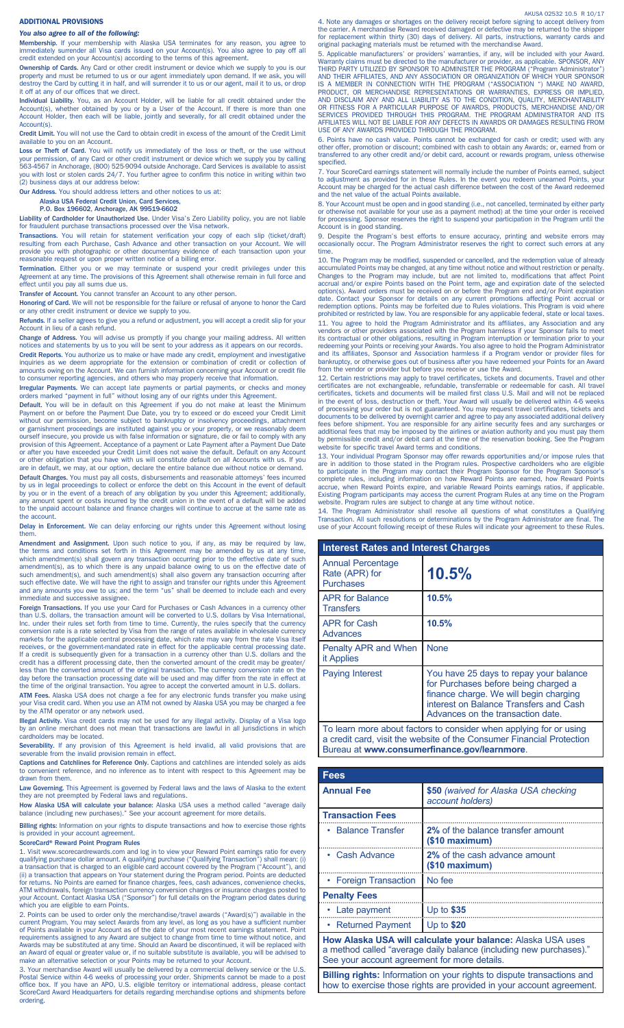## ADDITIONAL PROVISIONS

***You also agree to all of the following:***

**Membership.** If your membership with Alaska USA terminates for any reason, you agree to immediately surrender all Visa cards issued on your Account(s). You also agree to pay off all credit extended on your Account(s) according to the terms of this agreement.

**Ownership of Cards.** Any Card or other credit instrument or device which we supply to you is our property and must be returned to us or our agent immediately upon demand. If we ask, you will destroy the Card by cutting it in half, and will surrender it to us or our agent, mail it to us, or drop it off at any of our offices that we direct.

**Individual Liability.** You, as an Account Holder, will be liable for all credit obtained under the Account(s), whether obtained by you or by a User of the Account. If there is more than one Account Holder, then each will be liable, jointly and severally, for all credit obtained under the Account(s).

**Credit Limit.** You will not use the Card to obtain credit in excess of the amount of the Credit Limit available to you on an Account.

**Loss or Theft of Card.** You will notify us immediately of the loss or theft, or the use without your permission, of any Card or other credit instrument or device which we supply to you by calling 563-4567 in Anchorage, (800) 525-9094 outside Anchorage. Card Services is available to assist you with lost or stolen cards 24/7. You further agree to confirm this notice in writing within two (2) business days at our address below:

**Our Address.** You should address letters and other notices to us at:

**Alaska USA Federal Credit Union, Card Services,**
**P.O. Box 196602, Anchorage, AK 99519-6602**

**Liability of Cardholder for Unauthorized Use.** Under Visa's Zero Liability policy, you are not liable for fraudulent purchase transactions processed over the Visa network.

**Transactions.** You will retain for statement verification your copy of each slip (ticket/draft) resulting from each Purchase, Cash Advance and other transaction on your Account. We will provide you with photographic or other documentary evidence of each transaction upon your reasonable request or upon proper written notice of a billing error.

**Termination.** Either you or we may terminate or suspend your credit privileges under this Agreement at any time. The provisions of this Agreement shall otherwise remain in full force and effect until you pay all sums due us.

**Transfer of Account.** You cannot transfer an Account to any other person.

**Honoring of Card.** We will not be responsible for the failure or refusal of anyone to honor the Card or any other credit instrument or device we supply to you.

**Refunds.** If a seller agrees to give you a refund or adjustment, you will accept a credit slip for your Account in lieu of a cash refund.

**Change of Address.** You will advise us promptly if you change your mailing address. All written notices and statements by us to you will be sent to your address as it appears on our records.

**Credit Reports.** You authorize us to make or have made any credit, employment and investigative inquiries as we deem appropriate for the extension or combination of credit or collection of amounts owing on the Account. We can furnish information concerning your Account or credit file to consumer reporting agencies, and others who may properly receive that information.

**Irregular Payments.** We can accept late payments or partial payments, or checks and money orders marked "payment in full" without losing any of our rights under this Agreement.

**Default.** You will be in default on this Agreement if you do not make at least the Minimum Payment on or before the Payment Due Date, you try to exceed or do exceed your Credit Limit without our permission, become subject to bankruptcy or insolvency proceedings, attachment or garnishment proceedings are instituted against you or your property, or we reasonably deem ourself insecure, you provide us with false information or signature, die or fail to comply with any provision of this Agreement. Acceptance of a payment or Late Payment after a Payment Due Date or after you have exceeded your Credit Limit does not waive the default. Default on any Account or other obligation that you have with us will constitute default on all Accounts with us. If you are in default, we may, at our option, declare the entire balance due without notice or demand.

**Default Charges.** You must pay all costs, disbursements and reasonable attorneys' fees incurred by us in legal proceedings to collect or enforce the debt on this Account in the event of default by you or in the event of a breach of any obligation by you under this Agreement; additionally, any amount spent or costs incurred by the credit union in the event of a default will be added to the unpaid account balance and finance charges will continue to accrue at the same rate as the account.

**Delay in Enforcement.** We can delay enforcing our rights under this Agreement without losing them.

**Amendment and Assignment.** Upon such notice to you, if any, as may be required by law, the terms and conditions set forth in this Agreement may be amended by us at any time, which amendment(s) shall govern any transaction occurring prior to the effective date of such amendment(s), as to which there is any unpaid balance owing to us on the effective date of such amendment(s), and such amendment(s) shall also govern any transaction occurring after such effective date. We will have the right to assign and transfer our rights under this Agreement and any amounts you owe to us; and the term "us" shall be deemed to include each and every immediate and successive assignee.

**Foreign Transactions.** If you use your Card for Purchases or Cash Advances in a currency other than U.S. dollars, the transaction amount will be converted to U.S. dollars by Visa International, Inc. under their rules set forth from time to time. Currently, the rules specify that the currency conversion rate is a rate selected by Visa from the range of rates available in wholesale currency markets for the applicable central processing date, which rate may vary from the rate Visa itself receives, or the government-mandated rate in effect for the applicable central processing date. If a credit is subsequently given for a transaction in a currency other than U.S. dollars and the credit has a different processing date, then the converted amount of the credit may be greater/less than the converted amount of the original transaction. The currency conversion rate on the day before the transaction processing date will be used and may differ from the rate in effect at the time of the original transaction. You agree to accept the converted amount in U.S. dollars.

**ATM Fees.** Alaska USA does not charge a fee for any electronic funds transfer you make using your Visa credit card. When you use an ATM not owned by Alaska USA you may be charged a fee by the ATM operator or any network used.

**Illegal Activity.** Visa credit cards may not be used for any illegal activity. Display of a Visa logo by an online merchant does not mean that transactions are lawful in all jurisdictions in which cardholders may be located.

**Severability.** If any provision of this Agreement is held invalid, all valid provisions that are severable from the invalid provision remain in effect.

**Captions and Catchlines for Reference Only.** Captions and catchlines are intended solely as aids to convenient reference, and no inference as to intent with respect to this Agreement may be drawn from them.

**Law Governing.** This Agreement is governed by Federal laws and the laws of Alaska to the extent they are not preempted by Federal laws and regulations.

**How Alaska USA will calculate your balance:** Alaska USA uses a method called "average daily balance (including new purchases)." See your account agreement for more details.

**Billing rights:** Information on your rights to dispute transactions and how to exercise those rights is provided in your account agreement.

**ScoreCard® Reward Point Program Rules**

1. Visit www.scorecardrewards.com and log in to view your Reward Point earnings ratio for every qualifying purchase dollar amount. A qualifying purchase ("Qualifying Transaction") shall mean: (i) a transaction that is charged to an eligible card account covered by the Program ("Account"), and (ii) a transaction that appears on Your statement during the Program period. Points are deducted for returns. No Points are earned for finance charges, fees, cash advances, convenience checks, ATM withdrawals, foreign transaction currency conversion charges or insurance charges posted to your Account. Contact Alaska USA ("Sponsor") for full details on the Program period dates during which you are eligible to earn Points.

2. Points can be used to order only the merchandise/travel awards ("Award(s)") available in the current Program. You may select Awards from any level, as long as you have a sufficient number of Points available in your Account as of the date of your most recent earnings statement. Point requirements assigned to any Award are subject to change from time to time without notice, and Awards may be substituted at any time. Should an Award be discontinued, it will be replaced with an Award of equal or greater value or, if no suitable substitute is available, you will be advised to make an alternative selection or your Points may be returned to your Account.

3. Your merchandise Award will usually be delivered by a commercial delivery service or the U.S. Postal Service within 4-6 weeks of processing your order. Shipments cannot be made to a post office box. If you have an APO, U.S. eligible territory or international address, please contact ScoreCard Award Headquarters for details regarding merchandise options and shipments before ordering.

4. Note any damages or shortages on the delivery receipt before signing to accept delivery from the carrier. A merchandise Reward received damaged or defective may be returned to the shipper for replacement within thirty (30) days of delivery. All parts, instructions, warranty cards and original packaging materials must be returned with the merchandise Award.

5. Applicable manufacturers' or providers' warranties, if any, will be included with your Award. Warranty claims must be directed to the manufacturer or provider, as applicable. SPONSOR, ANY THIRD PARTY UTILIZED BY SPONSOR TO ADMINISTER THE PROGRAM ("Program Administrator") AND THEIR AFFILIATES, AND ANY ASSOCIATION OR ORGANIZATION OF WHICH YOUR SPONSOR IS A MEMBER IN CONNECTION WITH THE PROGRAM ("ASSOCIATION ") MAKE NO AWARD, PRODUCT, OR MERCHANDISE REPRESENTATIONS OR WARRANTIES, EXPRESS OR IMPLIED, AND DISCLAIM ANY AND ALL LIABILITY AS TO THE CONDITION, QUALITY, MERCHANTABILITY OR FITNESS FOR A PARTICULAR PURPOSE OF AWARDS, PRODUCTS, MERCHANDISE AND/OR SERVICES PROVIDED THROUGH THIS PROGRAM. THE PROGRAM ADMINISTRATOR AND ITS AFFILIATES WILL NOT BE LIABLE FOR ANY DEFECTS IN AWARDS OR DAMAGES RESULTING FROM USE OF ANY AWARDS PROVIDED THROUGH THE PROGRAM.

6. Points have no cash value. Points cannot be exchanged for cash or credit; used with any other offer, promotion or discount; combined with cash to obtain any Awards; or, earned from or transferred to any other credit and/or debit card, account or rewards program, unless otherwise specified.

7. Your ScoreCard earnings statement will normally include the number of Points earned, subject to adjustment as provided for in these Rules. In the event you redeem unearned Points, your Account may be charged for the actual cash difference between the cost of the Award redeemed and the net value of the actual Points available.

8. Your Account must be open and in good standing (i.e., not cancelled, terminated by either party or otherwise not available for your use as a payment method) at the time your order is received for processing. Sponsor reserves the right to suspend your participation in the Program until the Account is in good standing.

9. Despite the Program's best efforts to ensure accuracy, printing and website errors may occasionally occur. The Program Administrator reserves the right to correct such errors at any time.

10. The Program may be modified, suspended or cancelled, and the redemption value of already accumulated Points may be changed, at any time without notice and without restriction or penalty. Changes to the Program may include, but are not limited to, modifications that affect Point accrual and/or expire Points based on the Point term, age and expiration date of the selected option(s). Award orders must be received on or before the Program end and/or Point expiration date. Contact your Sponsor for details on any current promotions affecting Point accrual or redemption options. Points may be forfeited due to Rules violations. This Program is void where prohibited or restricted by law. You are responsible for any applicable federal, state or local taxes.

11. You agree to hold the Program Administrator and its affiliates, any Association and any vendors or other providers associated with the Program harmless if your Sponsor fails to meet its contractual or other obligations, resulting in Program interruption or termination prior to your redeeming your Points or receiving your Awards. You also agree to hold the Program Administrator and its affiliates, Sponsor and Association harmless if a Program vendor or provider files for bankruptcy, or otherwise goes out of business after you have redeemed your Points for an Award from the vendor or provider but before you receive or use the Award.

12. Certain restrictions may apply to travel certificates, tickets and documents. Travel and other certificates are not exchangeable, refundable, transferrable or redeemable for cash. All travel certificates, tickets and documents will be mailed first class U.S. Mail and will not be replaced in the event of loss, destruction or theft. Your Award will usually be delivered within 4-6 weeks of processing your order but is not guaranteed. You may request travel certificates, tickets and documents to be delivered by overnight carrier and agree to pay any associated additional delivery fees before shipment. You are responsible for any airline security fees and any surcharges or additional fees that may be imposed by the airlines or aviation authority and you must pay them by permissible credit and/or debit card at the time of the reservation booking. See the Program website for specific travel Award terms and conditions.

13. Your individual Program Sponsor may offer rewards opportunities and/or impose rules that are in addition to those stated in the Program rules. Prospective cardholders who are eligible to participate in the Program may contact their Program Sponsor for the Program Sponsor's complete rules, including information on how Reward Points are earned, how Reward Points accrue, when Reward Points expire, and variable Reward Points earnings ratios, if applicable. Existing Program participants may access the current Program Rules at any time on the Program website. Program rules are subject to change at any time without notice.

14. The Program Administrator shall resolve all questions of what constitutes a Qualifying Transaction. All such resolutions or determinations by the Program Administrator are final. The use of your Account following receipt of these Rules will indicate your agreement to these Rules.

| Interest Rates and Interest Charges | |
|---|---|
| Annual Percentage Rate (APR) for Purchases | **10.5%** |
| APR for Balance Transfers | **10.5%** |
| APR for Cash Advances | **10.5%** |
| Penalty APR and When it Applies | None |
| Paying Interest | You have 25 days to repay your balance for Purchases before being charged a finance charge. We will begin charging interest on Balance Transfers and Cash Advances on the transaction date. |

To learn more about factors to consider when applying for or using a credit card, visit the website of the Consumer Financial Protection Bureau at **www.consumerfinance.gov/learnmore**.

| Fees | |
|---|---|
| **Annual Fee** | **$50** *(waived for Alaska USA checking account holders)* |
| **Transaction Fees** | |
| • Balance Transfer | **2%** of the balance transfer amount **($10 maximum)** |
| • Cash Advance | **2%** of the cash advance amount **($10 maximum)** |
| • Foreign Transaction | No fee |
| **Penalty Fees** | |
| • Late payment | Up to **$35** |
| • Returned Payment | Up to **$20** |

**How Alaska USA will calculate your balance:** Alaska USA uses a method called "average daily balance (including new purchases)." See your account agreement for more details.

**Billing rights:** Information on your rights to dispute transactions and how to exercise those rights are provided in your account agreement.